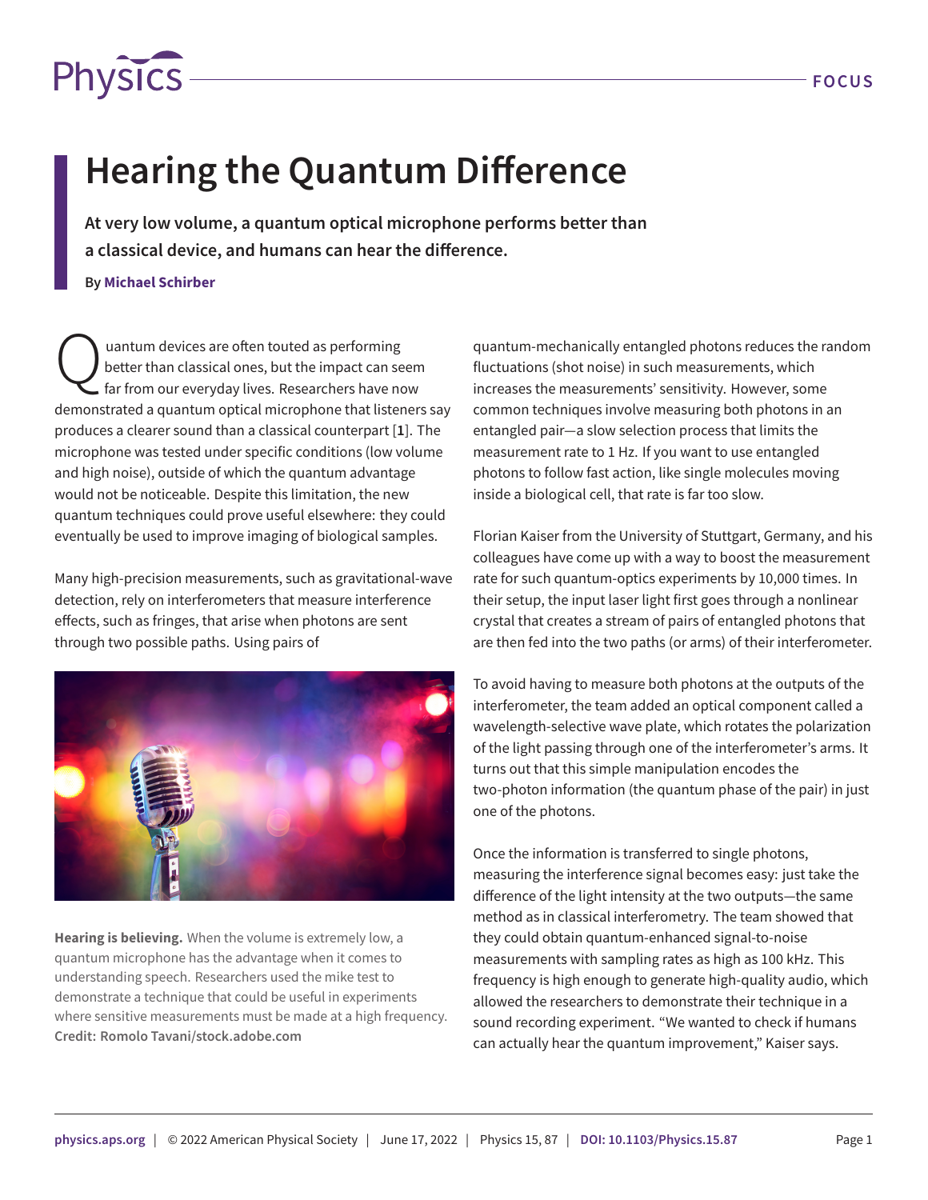# Hearing the Quantum Difference

**At very low volume, a quantum optical microphone performs better than a classical device, and humans can hear the difference.**

**By Michael Schirber**

Quantum devices are often touted as performing better than classical ones, but the impact can seem far from our everyday lives. Researchers have now demonstrated a quantum optical microphone that listeners say produces a clearer sound than a classical counterpart [**1**]. The microphone was tested under specific conditions (low volume and high noise), outside of which the quantum advantage would not be noticeable. Despite this limitation, the new quantum techniques could prove useful elsewhere: they could eventually be used to improve imaging of biological samples.

Many high-precision measurements, such as gravitational-wave detection, rely on interferometers that measure interference effects, such as fringes, that arise when photons are sent through two possible paths. Using pairs of quantum-mechanically entangled photons reduces the random fluctuations (shot noise) in such measurements, which increases the measurements' sensitivity. However, some common techniques involve measuring both photons in an entangled pair—a slow selection process that limits the measurement rate to 1 Hz. If you want to use entangled photons to follow fast action, like single molecules moving inside a biological cell, that rate is far too slow.

**Hearing is believing.** When the volume is extremely low, a quantum microphone has the advantage when it comes to understanding speech. Researchers used the mike test to demonstrate a technique that could be useful in experiments where sensitive measurements must be made at a high frequency. **Credit: Romolo Tavani/stock.adobe.com**

Florian Kaiser from the University of Stuttgart, Germany, and his colleagues have come up with a way to boost the measurement rate for such quantum-optics experiments by 10,000 times. In their setup, the input laser light first goes through a nonlinear crystal that creates a stream of pairs of entangled photons that are then fed into the two paths (or arms) of their interferometer.

To avoid having to measure both photons at the outputs of the interferometer, the team added an optical component called a wavelength-selective wave plate, which rotates the polarization of the light passing through one of the interferometer's arms. It turns out that this simple manipulation encodes the two-photon information (the quantum phase of the pair) in just one of the photons.

Once the information is transferred to single photons, measuring the interference signal becomes easy: just take the difference of the light intensity at the two outputs—the same method as in classical interferometry. The team showed that they could obtain quantum-enhanced signal-to-noise measurements with sampling rates as high as 100 kHz. This frequency is high enough to generate high-quality audio, which allowed the researchers to demonstrate their technique in a sound recording experiment. "We wanted to check if humans can actually hear the quantum improvement," Kaiser says.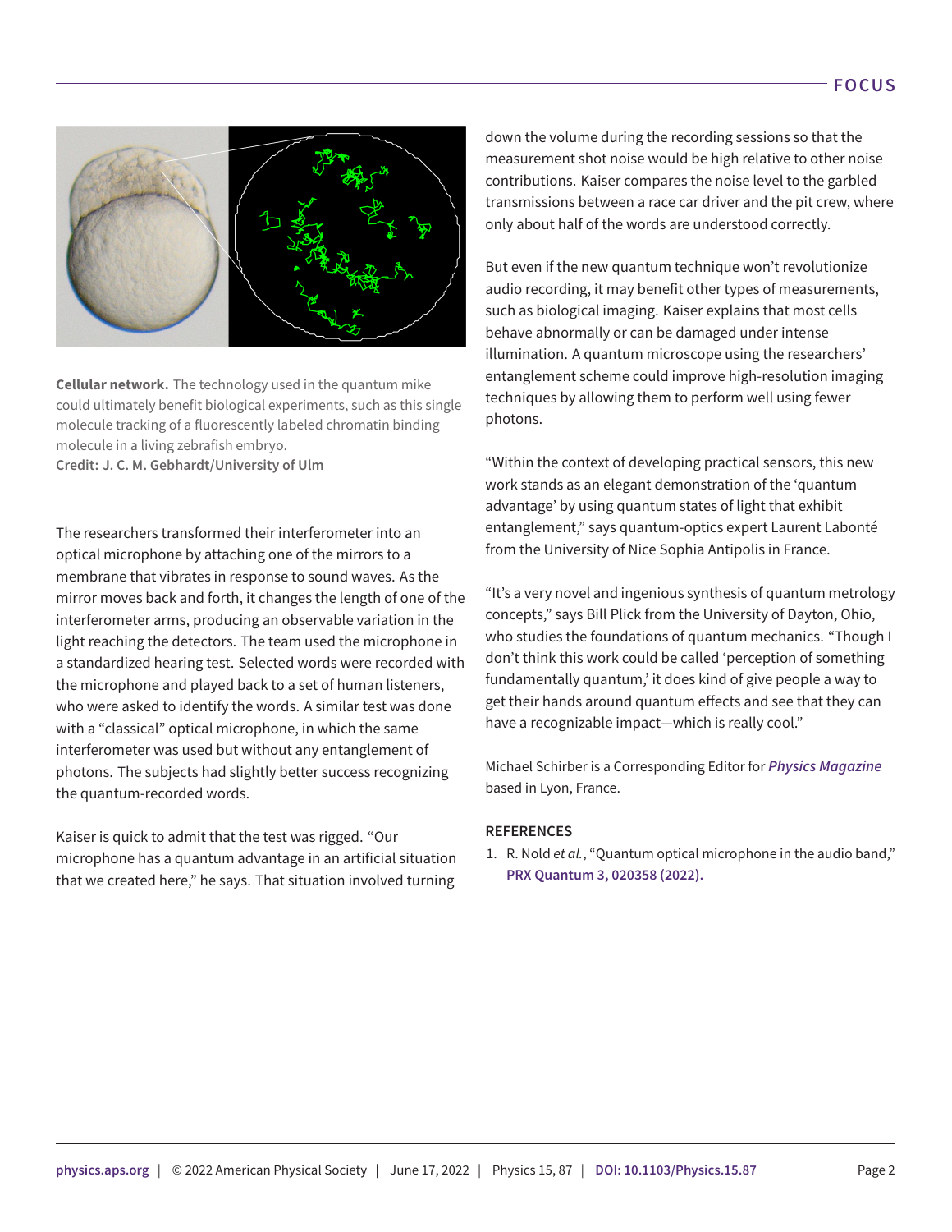**Cellular network.** The technology used in the quantum mike could ultimately benefit biological experiments, such as this single molecule tracking of a fluorescently labeled chromatin binding molecule in a living zebrafish embryo.
**Credit: J. C. M. Gebhardt/University of Ulm**

The researchers transformed their interferometer into an optical microphone by attaching one of the mirrors to a membrane that vibrates in response to sound waves. As the mirror moves back and forth, it changes the length of one of the interferometer arms, producing an observable variation in the light reaching the detectors. The team used the microphone in a standardized hearing test. Selected words were recorded with the microphone and played back to a set of human listeners, who were asked to identify the words. A similar test was done with a "classical" optical microphone, in which the same interferometer was used but without any entanglement of photons. The subjects had slightly better success recognizing the quantum-recorded words.

Kaiser is quick to admit that the test was rigged. "Our microphone has a quantum advantage in an artificial situation that we created here," he says. That situation involved turning down the volume during the recording sessions so that the measurement shot noise would be high relative to other noise contributions. Kaiser compares the noise level to the garbled transmissions between a race car driver and the pit crew, where only about half of the words are understood correctly.

But even if the new quantum technique won't revolutionize audio recording, it may benefit other types of measurements, such as biological imaging. Kaiser explains that most cells behave abnormally or can be damaged under intense illumination. A quantum microscope using the researchers' entanglement scheme could improve high-resolution imaging techniques by allowing them to perform well using fewer photons.

"Within the context of developing practical sensors, this new work stands as an elegant demonstration of the 'quantum advantage' by using quantum states of light that exhibit entanglement," says quantum-optics expert Laurent Labonté from the University of Nice Sophia Antipolis in France.

"It's a very novel and ingenious synthesis of quantum metrology concepts," says Bill Plick from the University of Dayton, Ohio, who studies the foundations of quantum mechanics. "Though I don't think this work could be called 'perception of something fundamentally quantum,' it does kind of give people a way to get their hands around quantum effects and see that they can have a recognizable impact—which is really cool."

Michael Schirber is a Corresponding Editor for ***Physics Magazine*** based in Lyon, France.

## REFERENCES

1. R. Nold *et al.*, "Quantum optical microphone in the audio band," **PRX Quantum 3, 020358 (2022).**